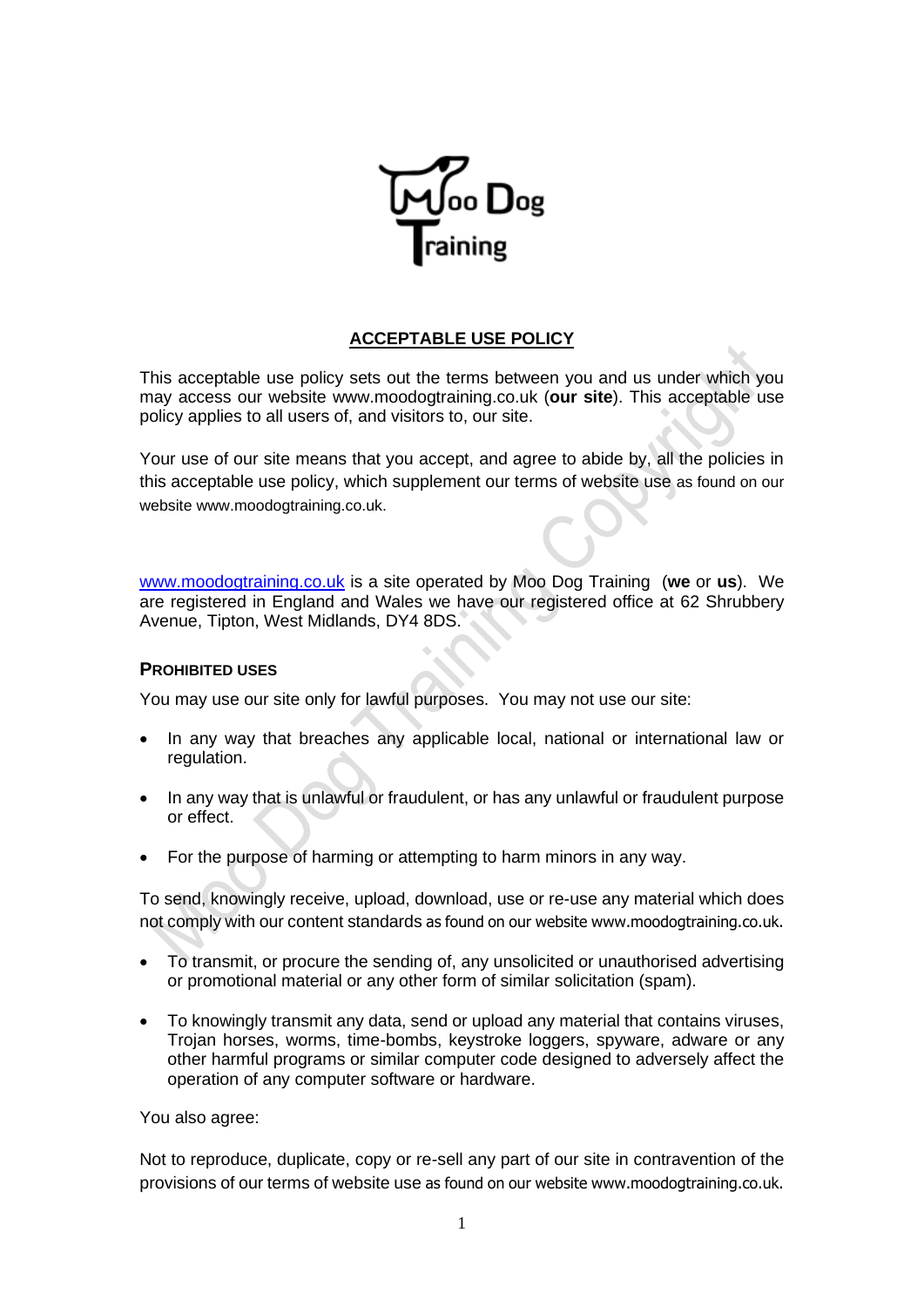## ACCEPTABLE USE POLICY

This acceptable use policy sets out the terms between you and us under which you may access our website www.moodogtraining.co.uk (**our site**). This acceptable use policy applies to all users of, and visitors to, our site.

Your use of our site means that you accept, and agree to abide by, all the policies in this acceptable use policy, which supplement our terms of website use as found on our website www.moodogtraining.co.uk.

www.moodogtraining.co.uk is a site operated by Moo Dog Training (**we** or **us**). We are registered in England and Wales we have our registered office at 62 Shrubbery Avenue, Tipton, West Midlands, DY4 8DS.

### PROHIBITED USES

You may use our site only for lawful purposes. You may not use our site:

- In any way that breaches any applicable local, national or international law or regulation.
- In any way that is unlawful or fraudulent, or has any unlawful or fraudulent purpose or effect.
- For the purpose of harming or attempting to harm minors in any way.

To send, knowingly receive, upload, download, use or re-use any material which does not comply with our content standards as found on our website www.moodogtraining.co.uk.

- To transmit, or procure the sending of, any unsolicited or unauthorised advertising or promotional material or any other form of similar solicitation (spam).
- To knowingly transmit any data, send or upload any material that contains viruses, Trojan horses, worms, time-bombs, keystroke loggers, spyware, adware or any other harmful programs or similar computer code designed to adversely affect the operation of any computer software or hardware.

You also agree:

Not to reproduce, duplicate, copy or re-sell any part of our site in contravention of the provisions of our terms of website use as found on our website www.moodogtraining.co.uk.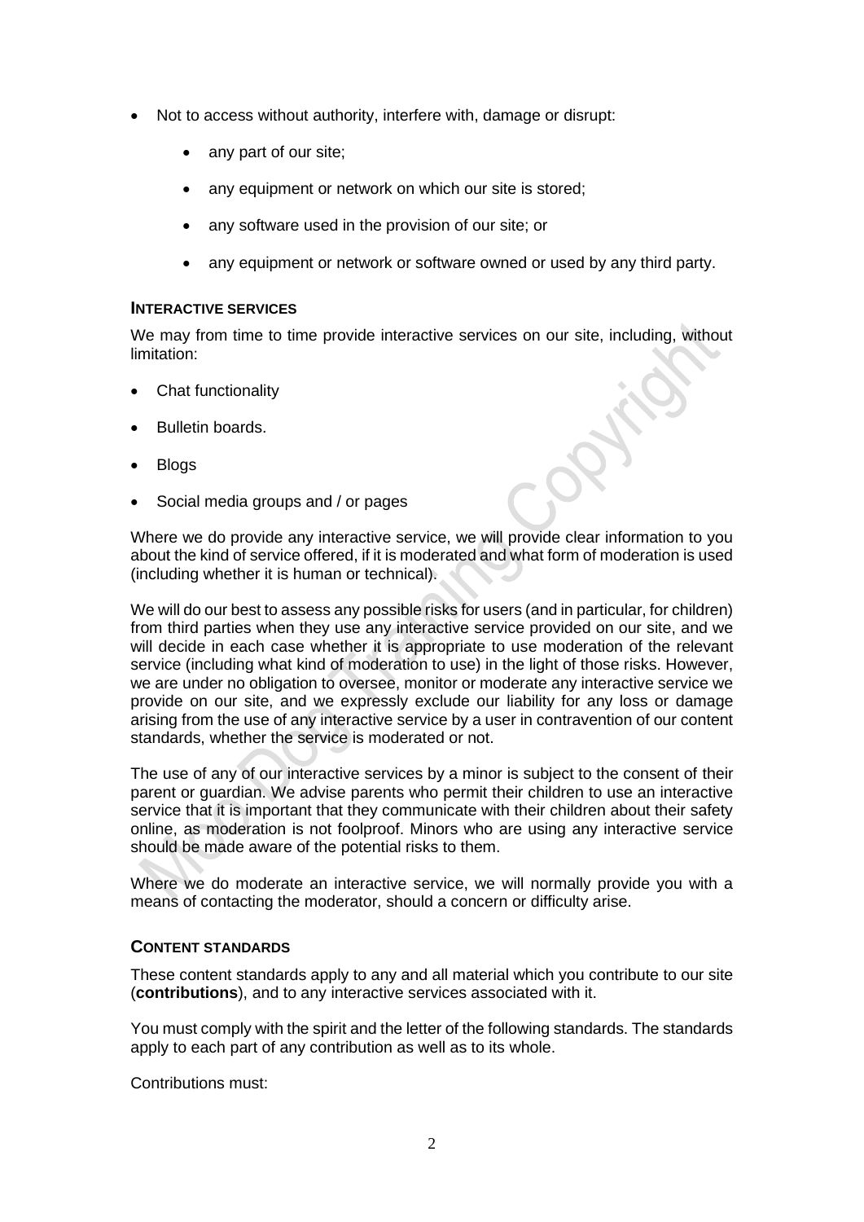- Not to access without authority, interfere with, damage or disrupt:
  - any part of our site;
  - any equipment or network on which our site is stored;
  - any software used in the provision of our site; or
  - any equipment or network or software owned or used by any third party.

### INTERACTIVE SERVICES

We may from time to time provide interactive services on our site, including, without limitation:

- Chat functionality
- Bulletin boards.
- Blogs
- Social media groups and / or pages

Where we do provide any interactive service, we will provide clear information to you about the kind of service offered, if it is moderated and what form of moderation is used (including whether it is human or technical).

We will do our best to assess any possible risks for users (and in particular, for children) from third parties when they use any interactive service provided on our site, and we will decide in each case whether it is appropriate to use moderation of the relevant service (including what kind of moderation to use) in the light of those risks. However, we are under no obligation to oversee, monitor or moderate any interactive service we provide on our site, and we expressly exclude our liability for any loss or damage arising from the use of any interactive service by a user in contravention of our content standards, whether the service is moderated or not.

The use of any of our interactive services by a minor is subject to the consent of their parent or guardian. We advise parents who permit their children to use an interactive service that it is important that they communicate with their children about their safety online, as moderation is not foolproof. Minors who are using any interactive service should be made aware of the potential risks to them.

Where we do moderate an interactive service, we will normally provide you with a means of contacting the moderator, should a concern or difficulty arise.

### CONTENT STANDARDS

These content standards apply to any and all material which you contribute to our site (**contributions**), and to any interactive services associated with it.

You must comply with the spirit and the letter of the following standards. The standards apply to each part of any contribution as well as to its whole.

Contributions must: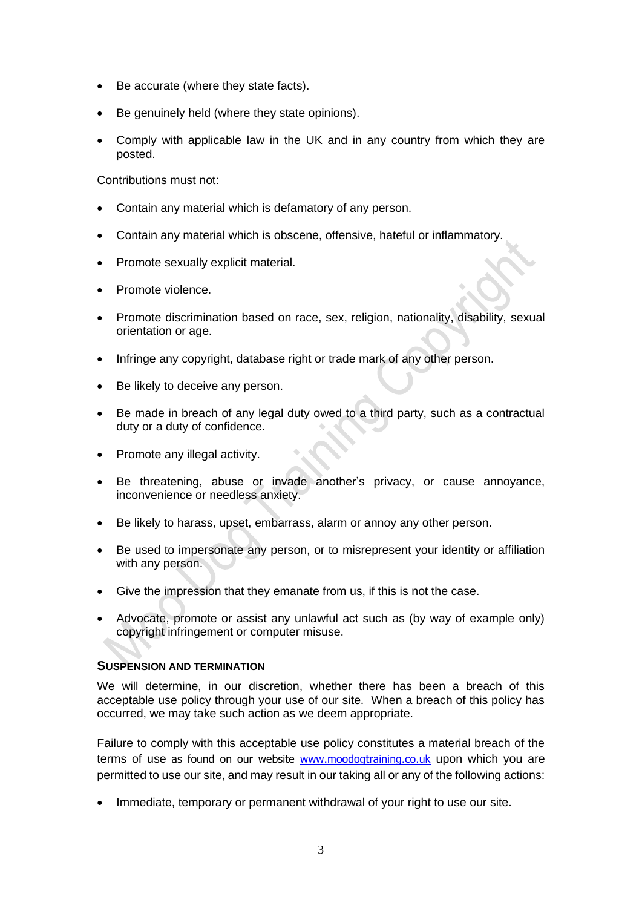- Be accurate (where they state facts).
- Be genuinely held (where they state opinions).
- Comply with applicable law in the UK and in any country from which they are posted.

Contributions must not:

- Contain any material which is defamatory of any person.
- Contain any material which is obscene, offensive, hateful or inflammatory.
- Promote sexually explicit material.
- Promote violence.
- Promote discrimination based on race, sex, religion, nationality, disability, sexual orientation or age.
- Infringe any copyright, database right or trade mark of any other person.
- Be likely to deceive any person.
- Be made in breach of any legal duty owed to a third party, such as a contractual duty or a duty of confidence.
- Promote any illegal activity.
- Be threatening, abuse or invade another's privacy, or cause annoyance, inconvenience or needless anxiety.
- Be likely to harass, upset, embarrass, alarm or annoy any other person.
- Be used to impersonate any person, or to misrepresent your identity or affiliation with any person.
- Give the impression that they emanate from us, if this is not the case.
- Advocate, promote or assist any unlawful act such as (by way of example only) copyright infringement or computer misuse.

### SUSPENSION AND TERMINATION

We will determine, in our discretion, whether there has been a breach of this acceptable use policy through your use of our site. When a breach of this policy has occurred, we may take such action as we deem appropriate.

Failure to comply with this acceptable use policy constitutes a material breach of the terms of use as found on our website [www.moodogtraining.co.uk](http://www.moodogtraining.co.uk) upon which you are permitted to use our site, and may result in our taking all or any of the following actions:

- Immediate, temporary or permanent withdrawal of your right to use our site.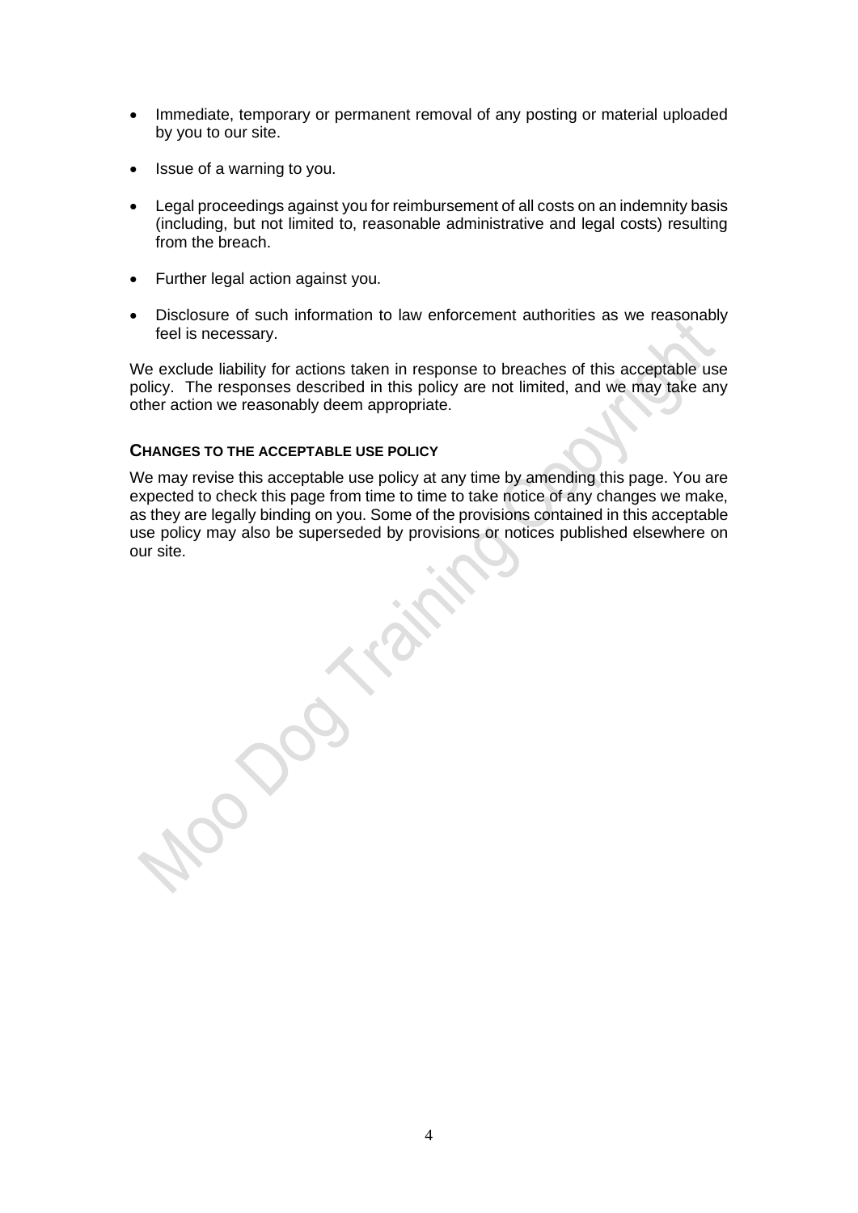- Immediate, temporary or permanent removal of any posting or material uploaded by you to our site.
- Issue of a warning to you.
- Legal proceedings against you for reimbursement of all costs on an indemnity basis (including, but not limited to, reasonable administrative and legal costs) resulting from the breach.
- Further legal action against you.
- Disclosure of such information to law enforcement authorities as we reasonably feel is necessary.

We exclude liability for actions taken in response to breaches of this acceptable use policy. The responses described in this policy are not limited, and we may take any other action we reasonably deem appropriate.

### CHANGES TO THE ACCEPTABLE USE POLICY

We may revise this acceptable use policy at any time by amending this page. You are expected to check this page from time to time to take notice of any changes we make, as they are legally binding on you. Some of the provisions contained in this acceptable use policy may also be superseded by provisions or notices published elsewhere on our site.